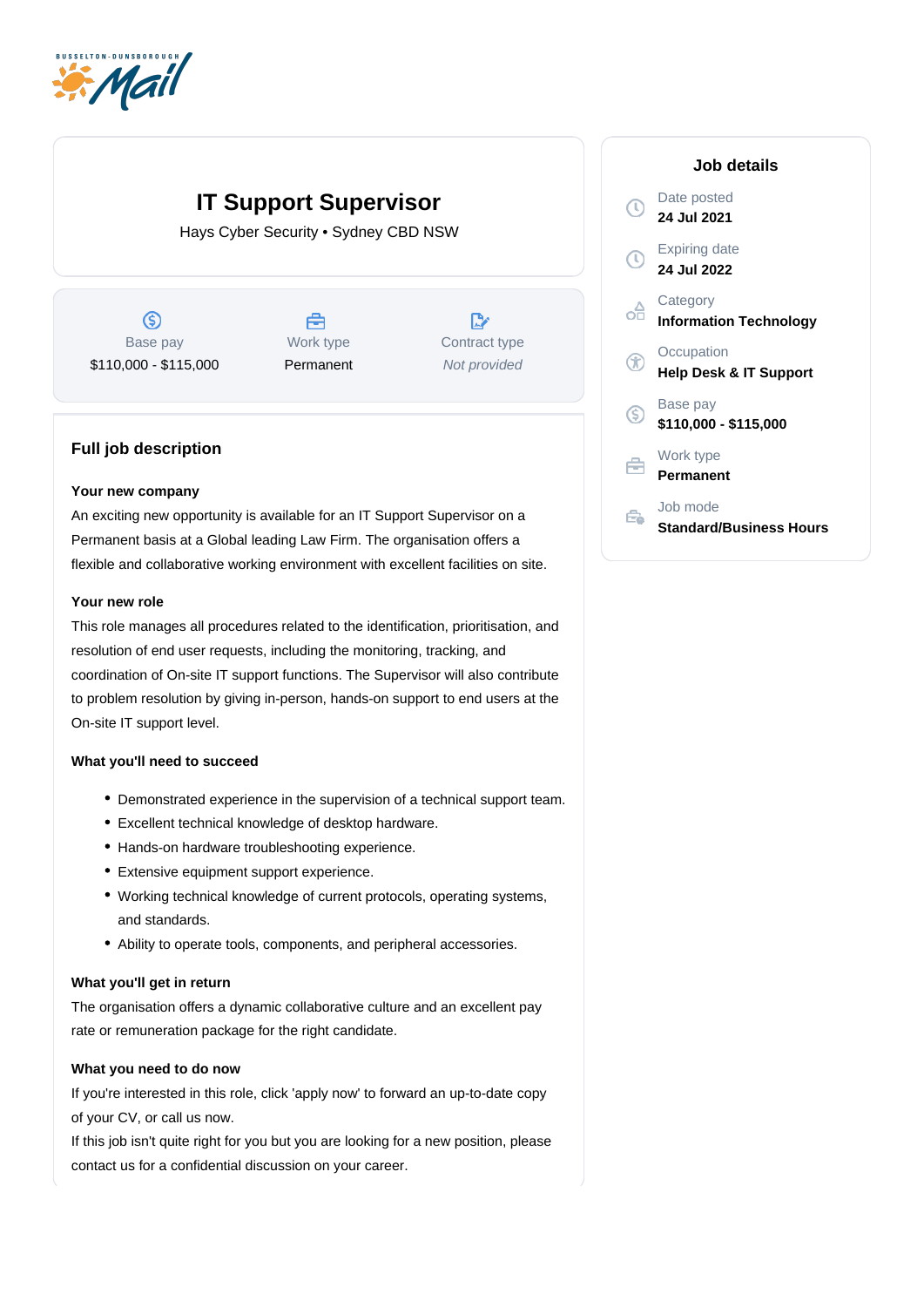# IT Support Supervisor

Hays Cyber Security • Sydney CBD NSW

| Base pay | Work type | Contract type |
|---|---|---|
| $110,000 - $115,000 | Permanent | *Not provided* |

## Full job description

**Your new company**

An exciting new opportunity is available for an IT Support Supervisor on a Permanent basis at a Global leading Law Firm. The organisation offers a flexible and collaborative working environment with excellent facilities on site.

**Your new role**

This role manages all procedures related to the identification, prioritisation, and resolution of end user requests, including the monitoring, tracking, and coordination of On-site IT support functions. The Supervisor will also contribute to problem resolution by giving in-person, hands-on support to end users at the On-site IT support level.

**What you'll need to succeed**

- Demonstrated experience in the supervision of a technical support team.
- Excellent technical knowledge of desktop hardware.
- Hands-on hardware troubleshooting experience.
- Extensive equipment support experience.
- Working technical knowledge of current protocols, operating systems, and standards.
- Ability to operate tools, components, and peripheral accessories.

**What you'll get in return**

The organisation offers a dynamic collaborative culture and an excellent pay rate or remuneration package for the right candidate.

**What you need to do now**

If you're interested in this role, click 'apply now' to forward an up-to-date copy of your CV, or call us now.
If this job isn't quite right for you but you are looking for a new position, please contact us for a confidential discussion on your career.

## Job details

**Date posted**
24 Jul 2021

**Expiring date**
24 Jul 2022

**Category**
Information Technology

**Occupation**
Help Desk & IT Support

**Base pay**
$110,000 - $115,000

**Work type**
Permanent

**Job mode**
Standard/Business Hours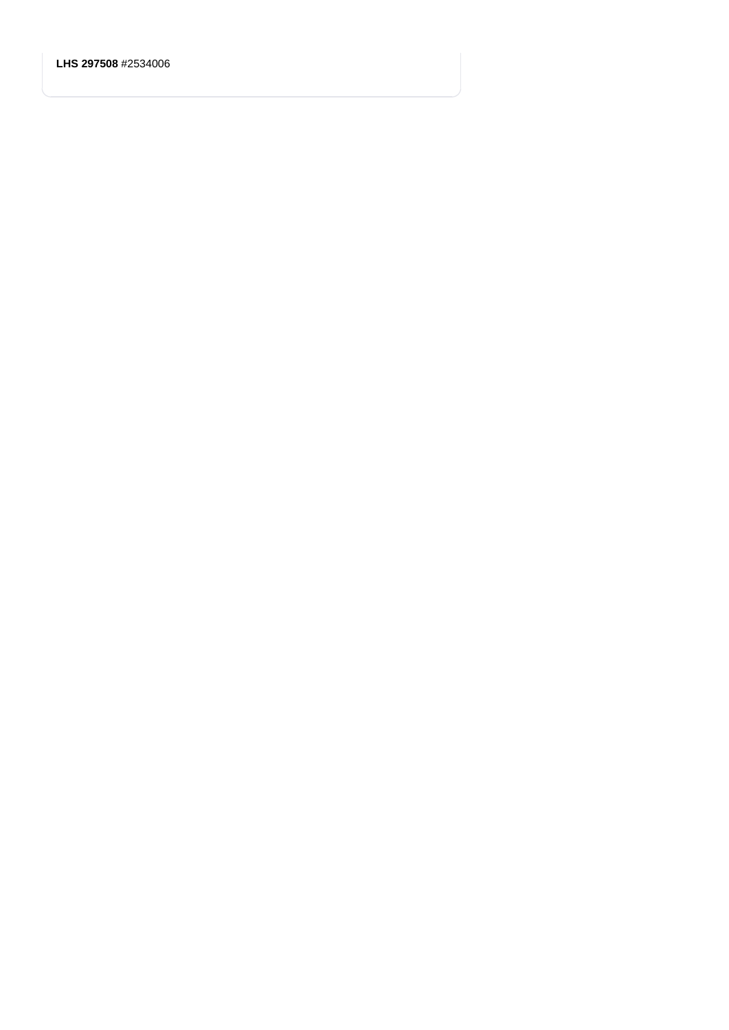**LHS 297508** #2534006